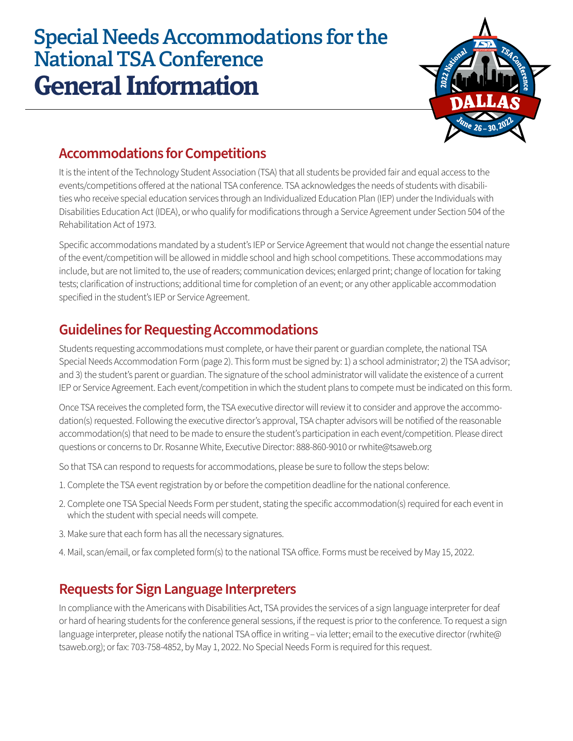# Special Needs Accommodations for the National TSA Conference
# General Information

## Accommodations for Competitions

It is the intent of the Technology Student Association (TSA) that all students be provided fair and equal access to the events/competitions offered at the national TSA conference. TSA acknowledges the needs of students with disabilities who receive special education services through an Individualized Education Plan (IEP) under the Individuals with Disabilities Education Act (IDEA), or who qualify for modifications through a Service Agreement under Section 504 of the Rehabilitation Act of 1973.

Specific accommodations mandated by a student's IEP or Service Agreement that would not change the essential nature of the event/competition will be allowed in middle school and high school competitions. These accommodations may include, but are not limited to, the use of readers; communication devices; enlarged print; change of location for taking tests; clarification of instructions; additional time for completion of an event; or any other applicable accommodation specified in the student's IEP or Service Agreement.

## Guidelines for Requesting Accommodations

Students requesting accommodations must complete, or have their parent or guardian complete, the national TSA Special Needs Accommodation Form (page 2). This form must be signed by: 1) a school administrator; 2) the TSA advisor; and 3) the student's parent or guardian. The signature of the school administrator will validate the existence of a current IEP or Service Agreement. Each event/competition in which the student plans to compete must be indicated on this form.

Once TSA receives the completed form, the TSA executive director will review it to consider and approve the accommodation(s) requested. Following the executive director's approval, TSA chapter advisors will be notified of the reasonable accommodation(s) that need to be made to ensure the student's participation in each event/competition. Please direct questions or concerns to Dr. Rosanne White, Executive Director: 888-860-9010 or rwhite@tsaweb.org

So that TSA can respond to requests for accommodations, please be sure to follow the steps below:

1. Complete the TSA event registration by or before the competition deadline for the national conference.
2. Complete one TSA Special Needs Form per student, stating the specific accommodation(s) required for each event in which the student with special needs will compete.
3. Make sure that each form has all the necessary signatures.
4. Mail, scan/email, or fax completed form(s) to the national TSA office. Forms must be received by May 15, 2022.

## Requests for Sign Language Interpreters

In compliance with the Americans with Disabilities Act, TSA provides the services of a sign language interpreter for deaf or hard of hearing students for the conference general sessions, if the request is prior to the conference. To request a sign language interpreter, please notify the national TSA office in writing – via letter; email to the executive director (rwhite@tsaweb.org); or fax: 703-758-4852, by May 1, 2022. No Special Needs Form is required for this request.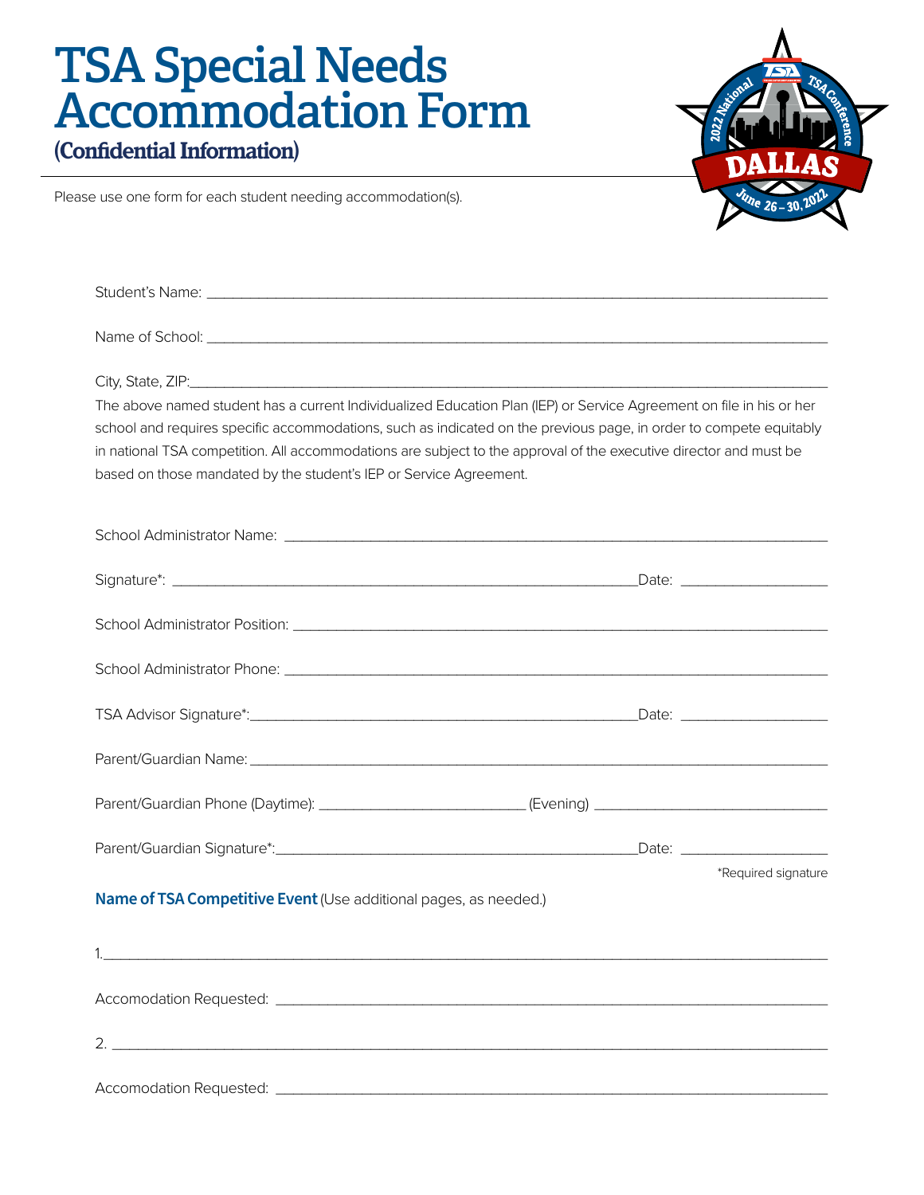# TSA Special Needs Accommodation Form

## (Confidential Information)

Please use one form for each student needing accommodation(s).

Student's Name: ______________________________________________

Name of School: ______________________________________________

City, State, ZIP: ______________________________________________

The above named student has a current Individualized Education Plan (IEP) or Service Agreement on file in his or her school and requires specific accommodations, such as indicated on the previous page, in order to compete equitably in national TSA competition. All accommodations are subject to the approval of the executive director and must be based on those mandated by the student's IEP or Service Agreement.

School Administrator Name: ______________________________________________

Signature*: ______________________________ Date: ______________

School Administrator Position: ______________________________________________

School Administrator Phone: ______________________________________________

TSA Advisor Signature*: ______________________________ Date: ______________

Parent/Guardian Name: ______________________________________________

Parent/Guardian Phone (Daytime): ______________________ (Evening) ______________________

Parent/Guardian Signature*: ______________________________ Date: ______________

*Required signature

**Name of TSA Competitive Event** (Use additional pages, as needed.)

1. ______________________________________________

Accomodation Requested: ______________________________________________

2. ______________________________________________

Accomodation Requested: ______________________________________________